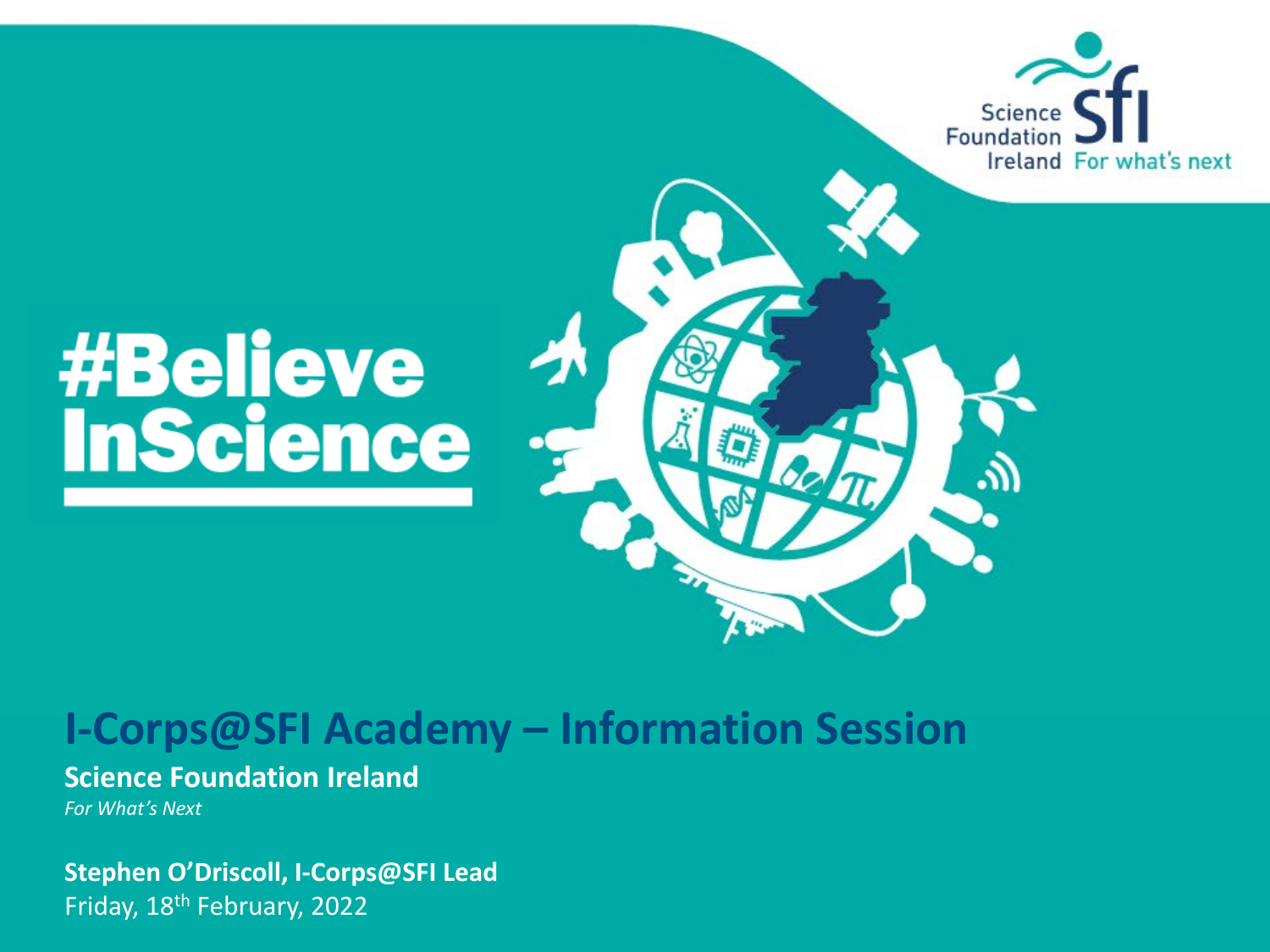# #BelieveInScience

## I-Corps@SFI Academy – Information Session

**Science Foundation Ireland**

*For What's Next*

**Stephen O'Driscoll, I-Corps@SFI Lead**

Friday, 18th February, 2022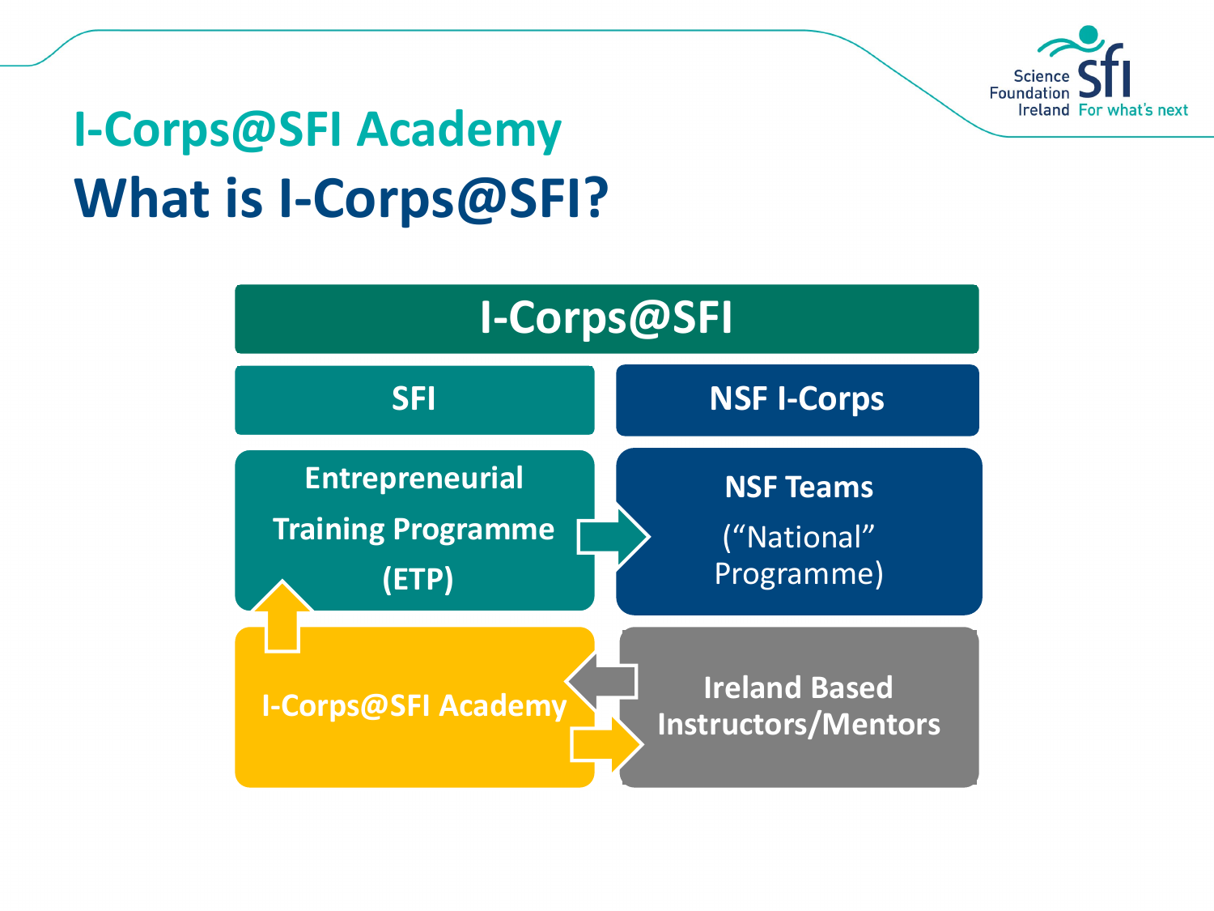# I-Corps@SFI Academy

## What is I-Corps@SFI?

**I-Corps@SFI**

**SFI**

**NSF I-Corps**

**Entrepreneurial Training Programme (ETP)**

**NSF Teams**
("National" Programme)

**I-Corps@SFI Academy**

**Ireland Based Instructors/Mentors**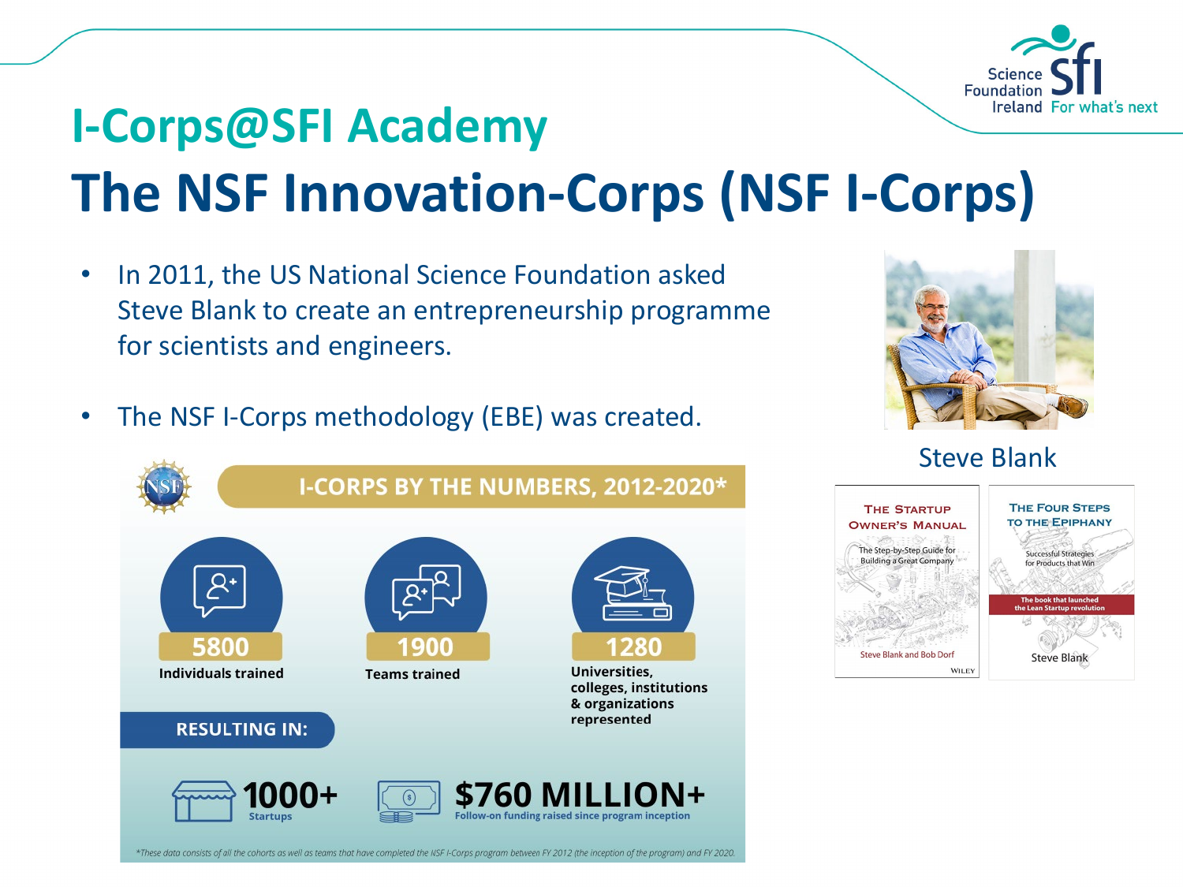# I-Corps@SFI Academy

## The NSF Innovation-Corps (NSF I-Corps)

- In 2011, the US National Science Foundation asked Steve Blank to create an entrepreneurship programme for scientists and engineers.
- The NSF I-Corps methodology (EBE) was created.

Steve Blank

### I-CORPS BY THE NUMBERS, 2012-2020*

- **5800** Individuals trained
- **1900** Teams trained
- **1280** Universities, colleges, institutions & organizations represented

**RESULTING IN:**

- **1000+** Startups
- **$760 MILLION+** Follow-on funding raised since program inception

*These data consists of all the cohorts as well as teams that have completed the NSF I-Corps program between FY 2012 (the inception of the program) and FY 2020.

The Startup Owner's Manual — The Step-by-Step Guide for Building a Great Company — Steve Blank and Bob Dorf — Wiley

The Four Steps to the Epiphany — Successful Strategies for Products that Win — The book that launched the Lean Startup revolution — Steve Blank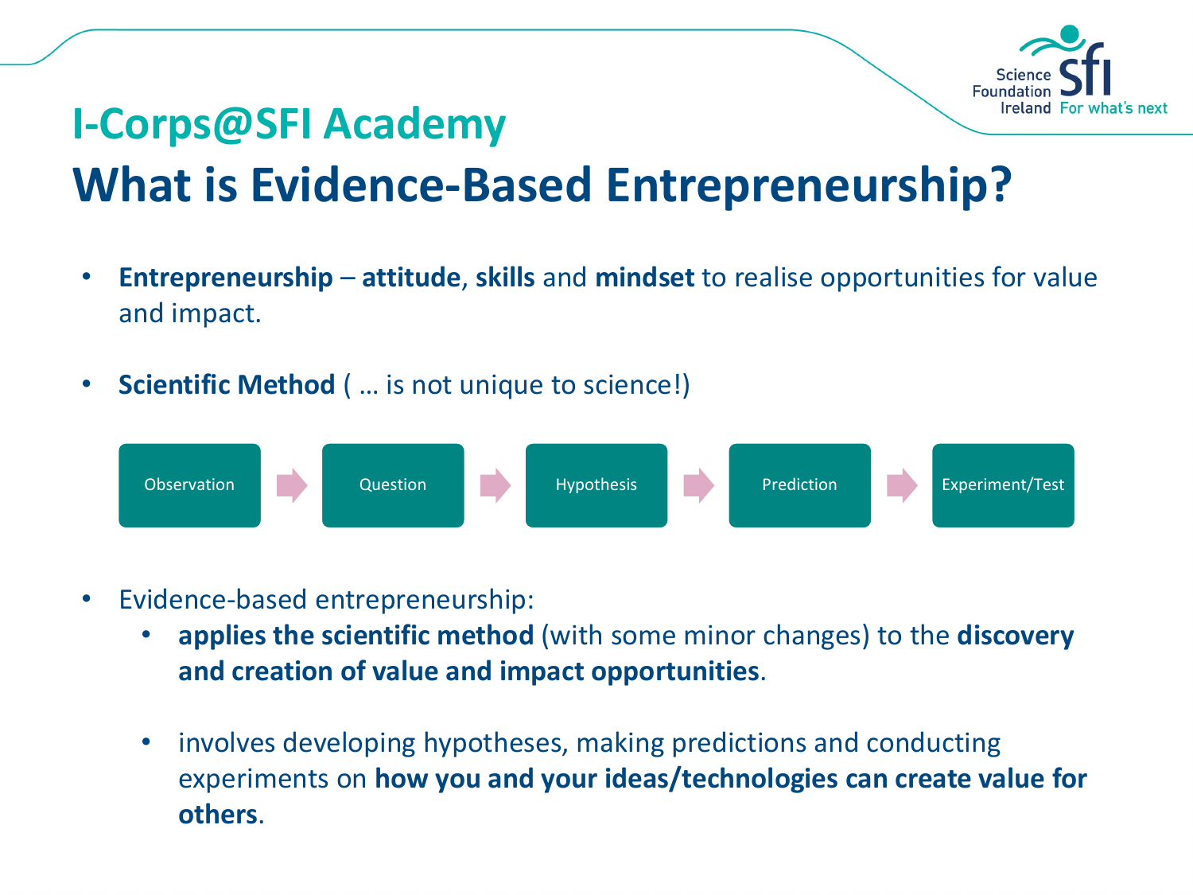## I-Corps@SFI Academy

# What is Evidence-Based Entrepreneurship?

- **Entrepreneurship** – **attitude**, **skills** and **mindset** to realise opportunities for value and impact.

- **Scientific Method** ( … is not unique to science!)

Observation → Question → Hypothesis → Prediction → Experiment/Test

- Evidence-based entrepreneurship:
  - **applies the scientific method** (with some minor changes) to the **discovery and creation of value and impact opportunities**.
  - involves developing hypotheses, making predictions and conducting experiments on **how you and your ideas/technologies can create value for others**.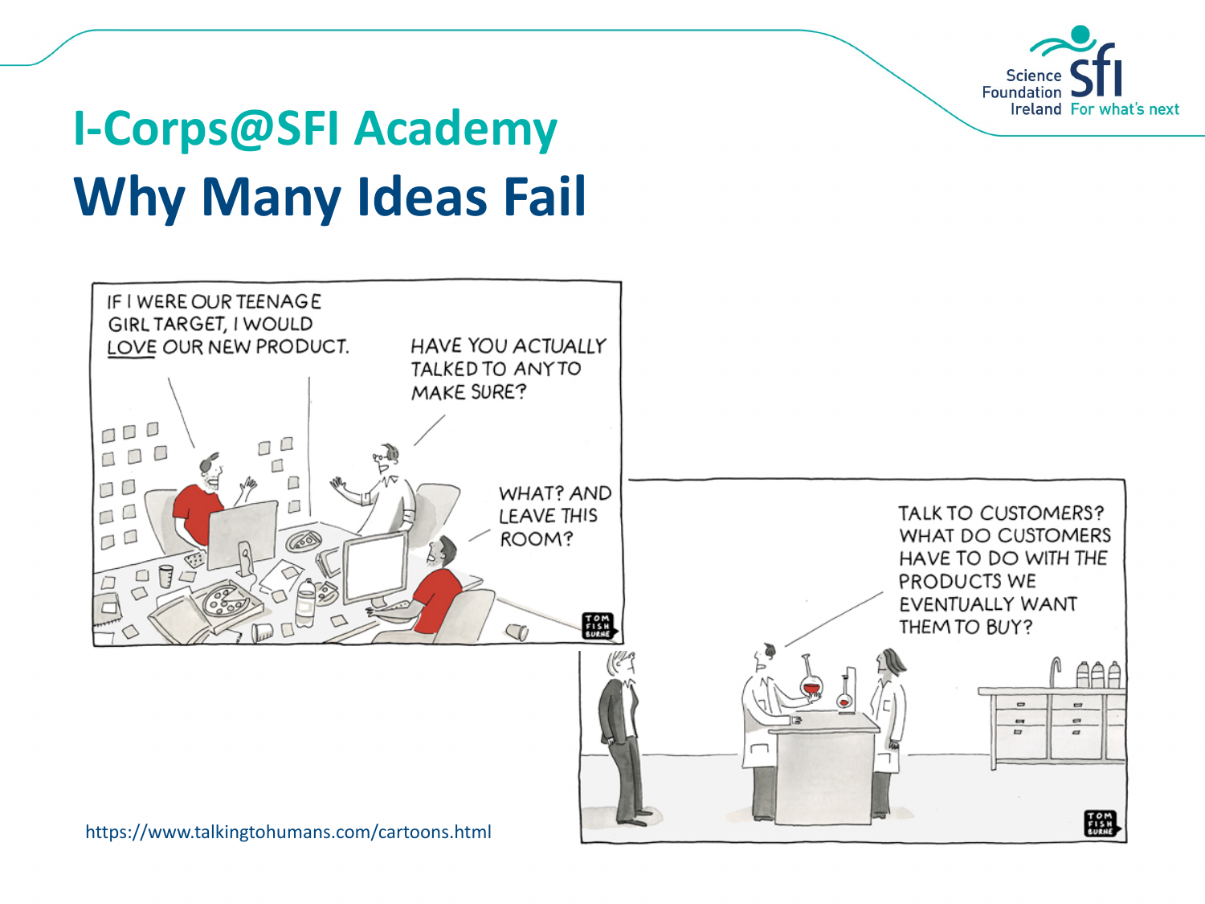# I-Corps@SFI Academy

## Why Many Ideas Fail

IF I WERE OUR TEENAGE GIRL TARGET, I WOULD LOVE OUR NEW PRODUCT.

HAVE YOU ACTUALLY TALKED TO ANY TO MAKE SURE?

WHAT? AND LEAVE THIS ROOM?

TALK TO CUSTOMERS? WHAT DO CUSTOMERS HAVE TO DO WITH THE PRODUCTS WE EVENTUALLY WANT THEM TO BUY?

https://www.talkingtohumans.com/cartoons.html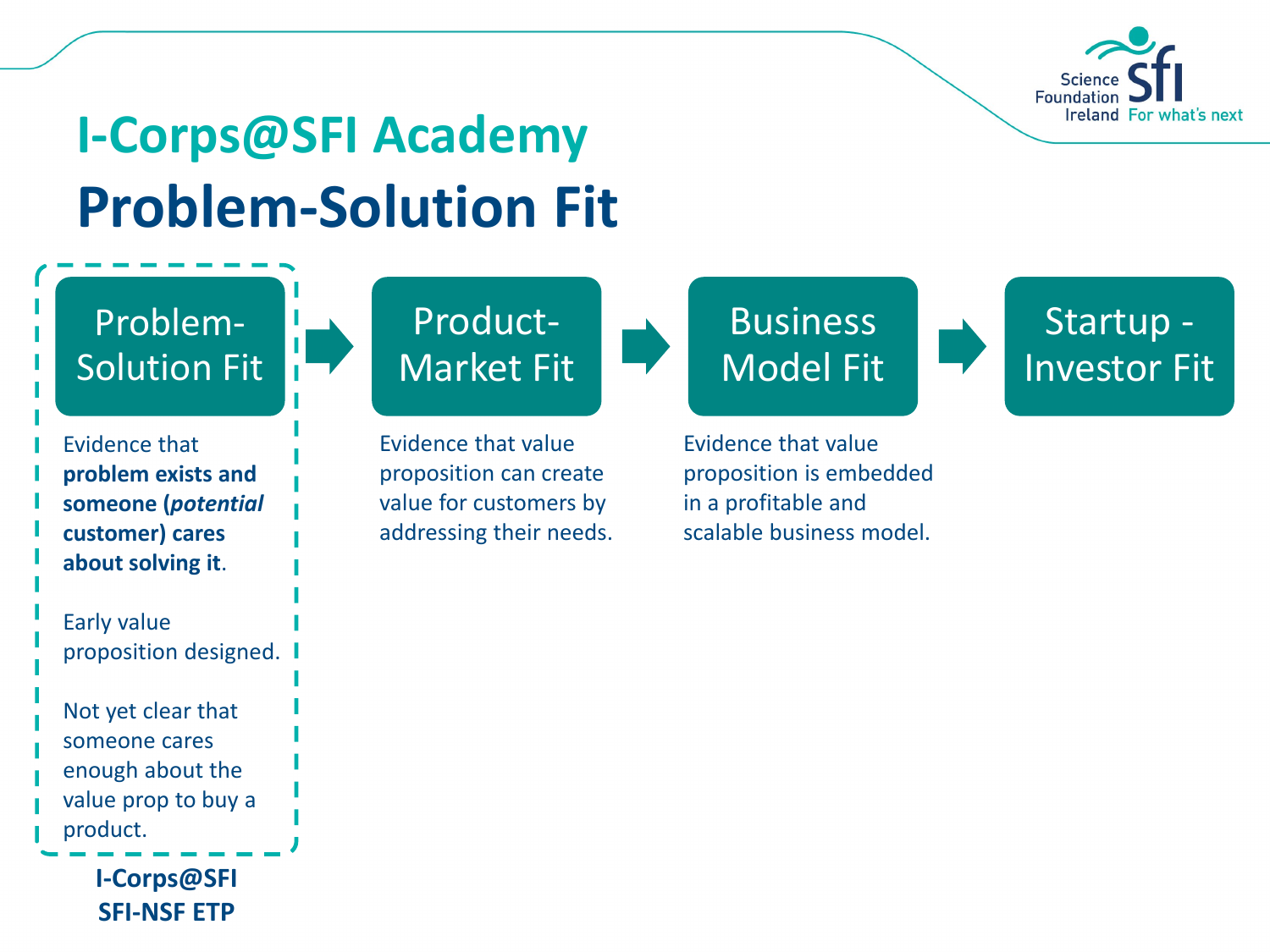# I-Corps@SFI Academy

## Problem-Solution Fit

**Problem-Solution Fit** → **Product-Market Fit** → **Business Model Fit** → **Startup - Investor Fit**

### Problem-Solution Fit

Evidence that **problem exists and someone (*potential* customer) cares about solving it**.

Early value proposition designed.

Not yet clear that someone cares enough about the value prop to buy a product.

**I-Corps@SFI**
**SFI-NSF ETP**

### Product-Market Fit

Evidence that value proposition can create value for customers by addressing their needs.

### Business Model Fit

Evidence that value proposition is embedded in a profitable and scalable business model.

### Startup - Investor Fit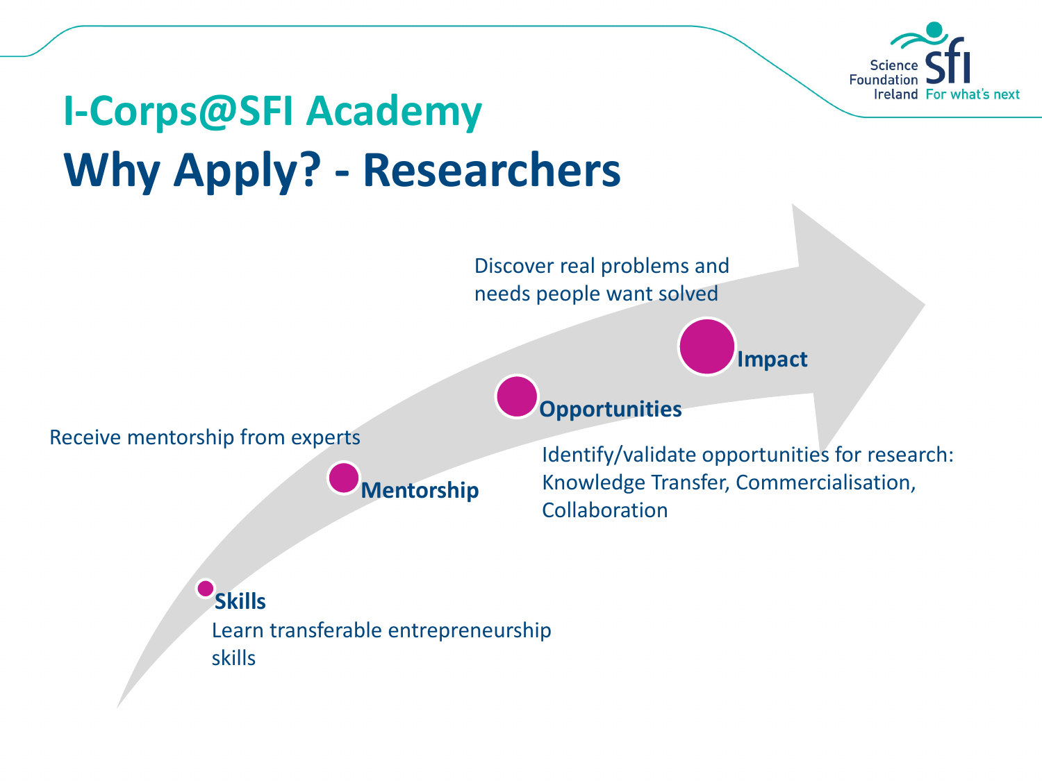# I-Corps@SFI Academy

## Why Apply? - Researchers

**Skills**
Learn transferable entrepreneurship skills

**Mentorship**
Receive mentorship from experts

**Opportunities**
Identify/validate opportunities for research: Knowledge Transfer, Commercialisation, Collaboration

**Impact**
Discover real problems and needs people want solved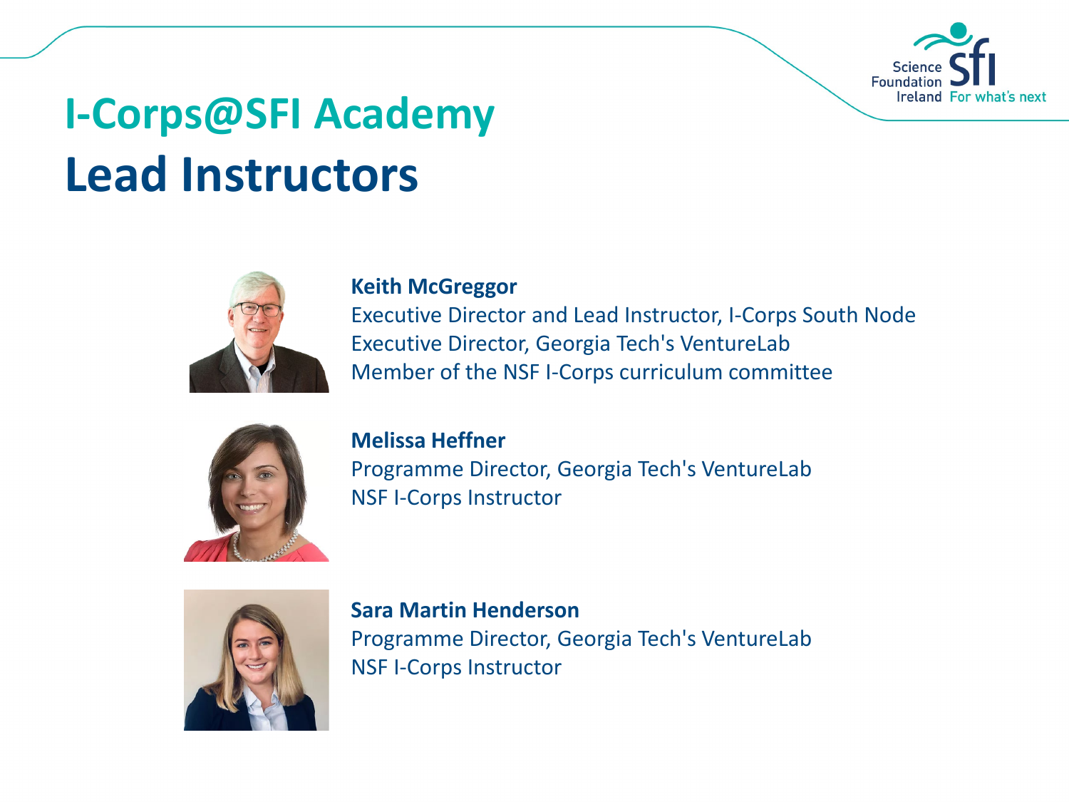# I-Corps@SFI Academy
## Lead Instructors

**Keith McGreggor**
Executive Director and Lead Instructor, I-Corps South Node
Executive Director, Georgia Tech's VentureLab
Member of the NSF I-Corps curriculum committee

**Melissa Heffner**
Programme Director, Georgia Tech's VentureLab
NSF I-Corps Instructor

**Sara Martin Henderson**
Programme Director, Georgia Tech's VentureLab
NSF I-Corps Instructor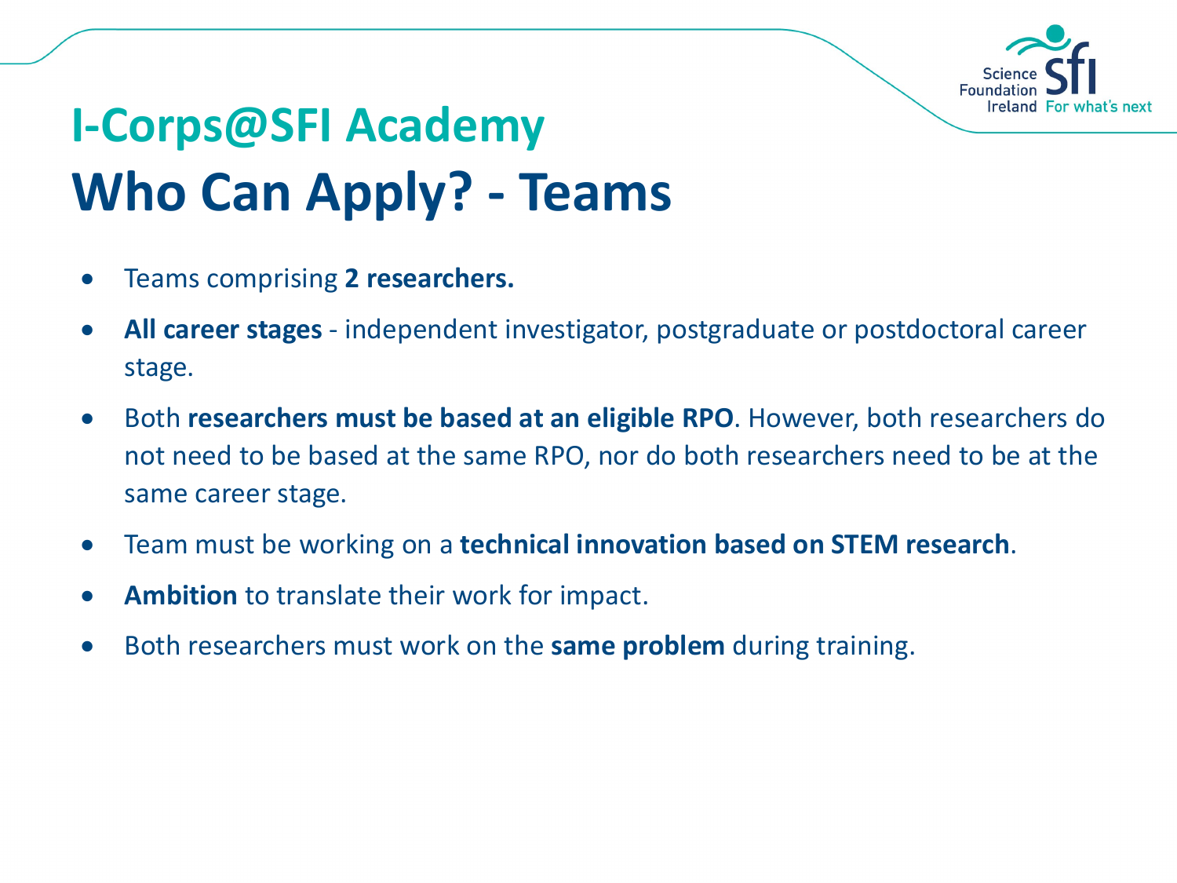## I-Corps@SFI Academy

# Who Can Apply? - Teams

- Teams comprising **2 researchers.**
- **All career stages** - independent investigator, postgraduate or postdoctoral career stage.
- Both **researchers must be based at an eligible RPO**. However, both researchers do not need to be based at the same RPO, nor do both researchers need to be at the same career stage.
- Team must be working on a **technical innovation based on STEM research**.
- **Ambition** to translate their work for impact.
- Both researchers must work on the **same problem** during training.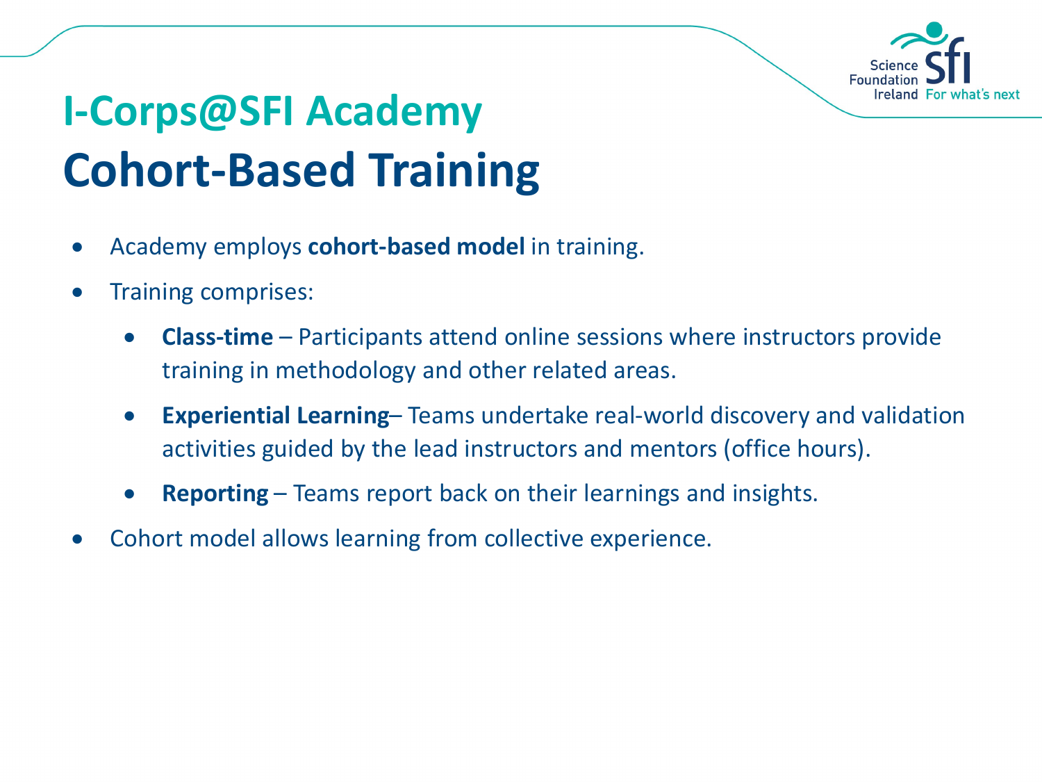# I-Corps@SFI Academy
## Cohort-Based Training

- Academy employs **cohort-based model** in training.
- Training comprises:
  - **Class-time** – Participants attend online sessions where instructors provide training in methodology and other related areas.
  - **Experiential Learning**– Teams undertake real-world discovery and validation activities guided by the lead instructors and mentors (office hours).
  - **Reporting** – Teams report back on their learnings and insights.
- Cohort model allows learning from collective experience.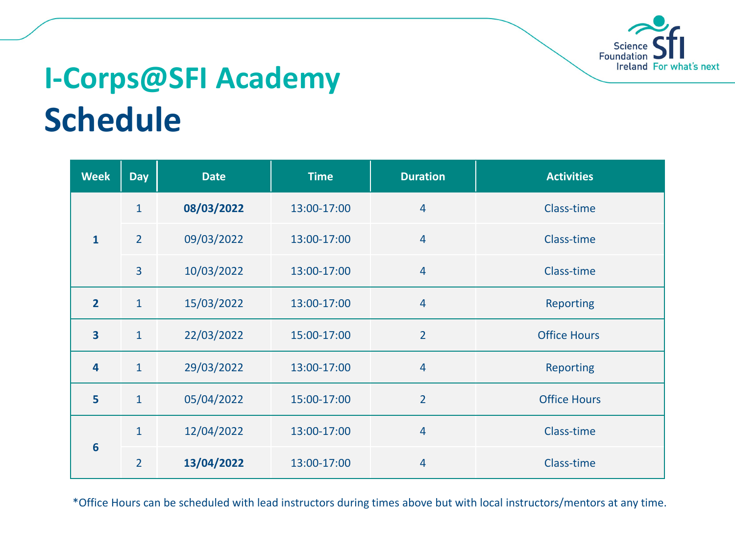# I-Corps@SFI Academy

## Schedule

| Week | Day | Date | Time | Duration | Activities |
|---|---|---|---|---|---|
| 1 | 1 | **08/03/2022** | 13:00-17:00 | 4 | Class-time |
| | 2 | 09/03/2022 | 13:00-17:00 | 4 | Class-time |
| | 3 | 10/03/2022 | 13:00-17:00 | 4 | Class-time |
| 2 | 1 | 15/03/2022 | 13:00-17:00 | 4 | Reporting |
| 3 | 1 | 22/03/2022 | 15:00-17:00 | 2 | Office Hours |
| 4 | 1 | 29/03/2022 | 13:00-17:00 | 4 | Reporting |
| 5 | 1 | 05/04/2022 | 15:00-17:00 | 2 | Office Hours |
| 6 | 1 | 12/04/2022 | 13:00-17:00 | 4 | Class-time |
| | 2 | **13/04/2022** | 13:00-17:00 | 4 | Class-time |

*Office Hours can be scheduled with lead instructors during times above but with local instructors/mentors at any time.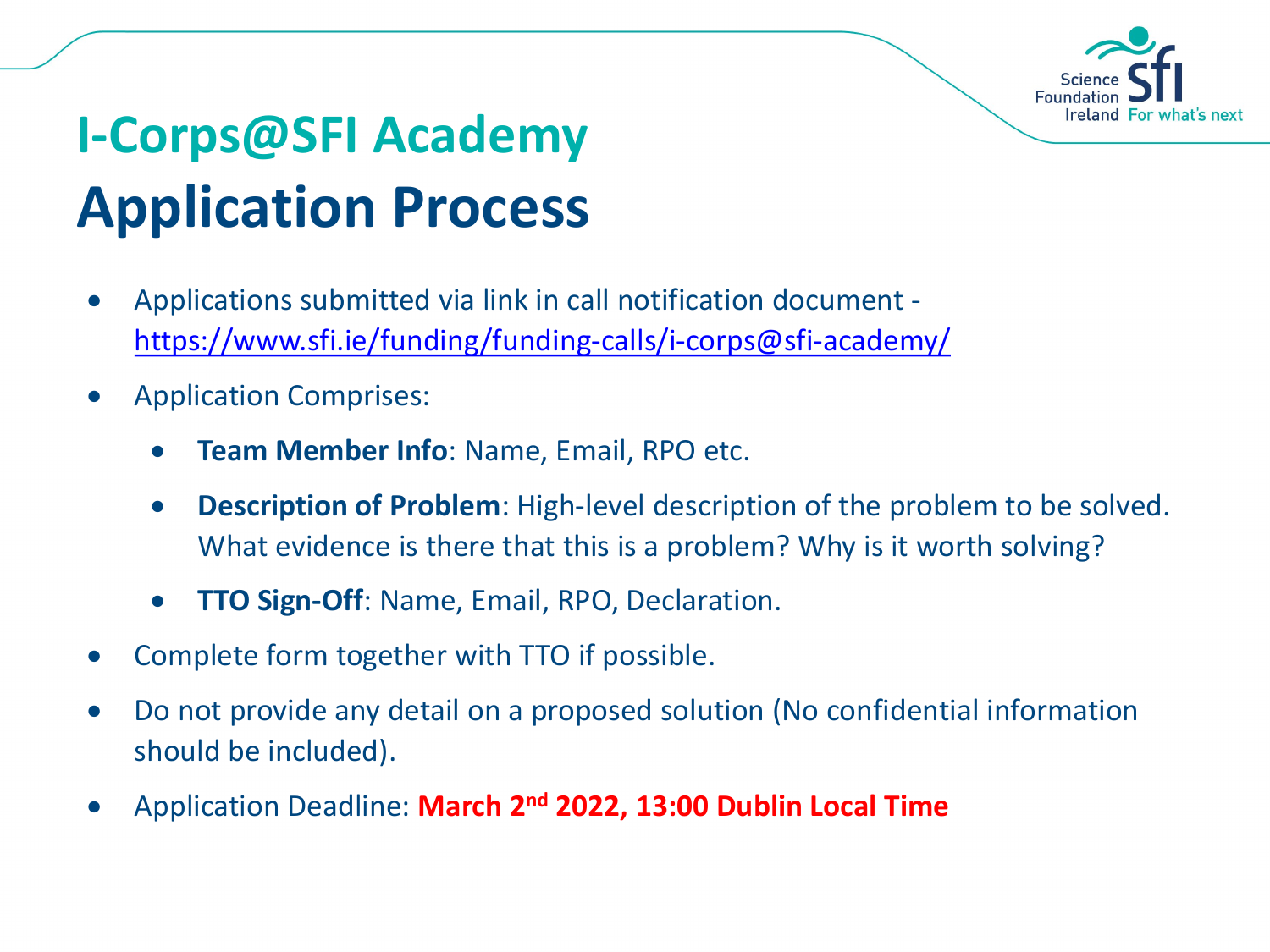# I-Corps@SFI Academy
## Application Process

- Applications submitted via link in call notification document - https://www.sfi.ie/funding/funding-calls/i-corps@sfi-academy/
- Application Comprises:
  - **Team Member Info**: Name, Email, RPO etc.
  - **Description of Problem**: High-level description of the problem to be solved. What evidence is there that this is a problem? Why is it worth solving?
  - **TTO Sign-Off**: Name, Email, RPO, Declaration.
- Complete form together with TTO if possible.
- Do not provide any detail on a proposed solution (No confidential information should be included).
- Application Deadline: **March 2nd 2022, 13:00 Dublin Local Time**